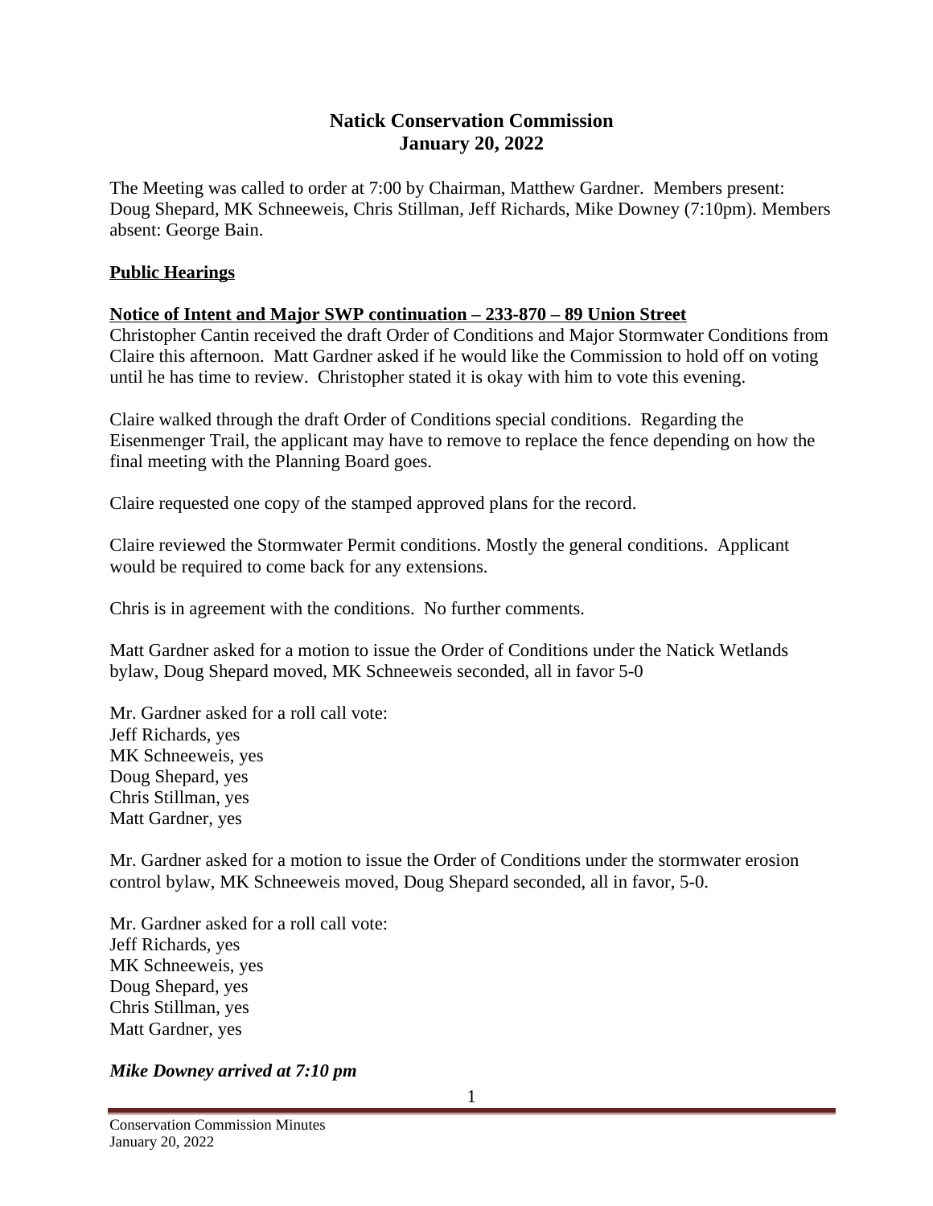# Natick Conservation Commission
## January 20, 2022

The Meeting was called to order at 7:00 by Chairman, Matthew Gardner. Members present: Doug Shepard, MK Schneeweis, Chris Stillman, Jeff Richards, Mike Downey (7:10pm). Members absent: George Bain.

**Public Hearings**

**Notice of Intent and Major SWP continuation – 233-870 – 89 Union Street**

Christopher Cantin received the draft Order of Conditions and Major Stormwater Conditions from Claire this afternoon. Matt Gardner asked if he would like the Commission to hold off on voting until he has time to review. Christopher stated it is okay with him to vote this evening.

Claire walked through the draft Order of Conditions special conditions. Regarding the Eisenmenger Trail, the applicant may have to remove to replace the fence depending on how the final meeting with the Planning Board goes.

Claire requested one copy of the stamped approved plans for the record.

Claire reviewed the Stormwater Permit conditions. Mostly the general conditions. Applicant would be required to come back for any extensions.

Chris is in agreement with the conditions. No further comments.

Matt Gardner asked for a motion to issue the Order of Conditions under the Natick Wetlands bylaw, Doug Shepard moved, MK Schneeweis seconded, all in favor 5-0

Mr. Gardner asked for a roll call vote:  
Jeff Richards, yes  
MK Schneeweis, yes  
Doug Shepard, yes  
Chris Stillman, yes  
Matt Gardner, yes

Mr. Gardner asked for a motion to issue the Order of Conditions under the stormwater erosion control bylaw, MK Schneeweis moved, Doug Shepard seconded, all in favor, 5-0.

Mr. Gardner asked for a roll call vote:  
Jeff Richards, yes  
MK Schneeweis, yes  
Doug Shepard, yes  
Chris Stillman, yes  
Matt Gardner, yes

***Mike Downey arrived at 7:10 pm***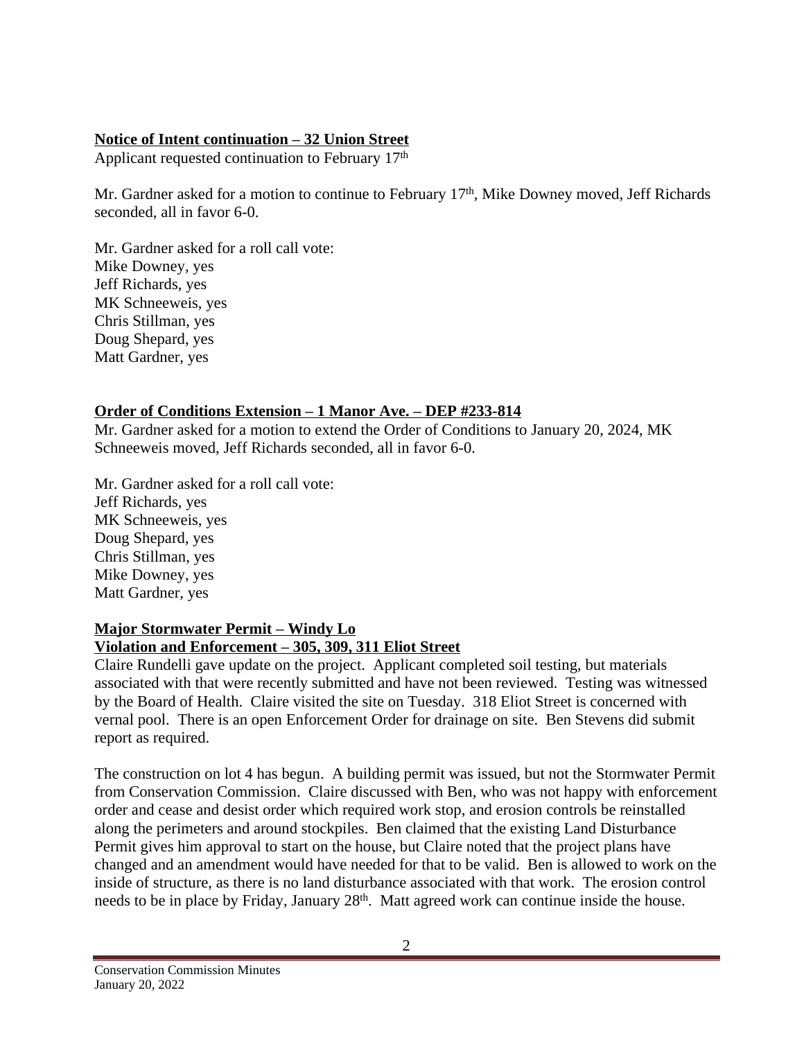**Notice of Intent continuation – 32 Union Street**

Applicant requested continuation to February 17th

Mr. Gardner asked for a motion to continue to February 17th, Mike Downey moved, Jeff Richards seconded, all in favor 6-0.

Mr. Gardner asked for a roll call vote:
Mike Downey, yes
Jeff Richards, yes
MK Schneeweis, yes
Chris Stillman, yes
Doug Shepard, yes
Matt Gardner, yes

**Order of Conditions Extension – 1 Manor Ave. – DEP #233-814**

Mr. Gardner asked for a motion to extend the Order of Conditions to January 20, 2024, MK Schneeweis moved, Jeff Richards seconded, all in favor 6-0.

Mr. Gardner asked for a roll call vote:
Jeff Richards, yes
MK Schneeweis, yes
Doug Shepard, yes
Chris Stillman, yes
Mike Downey, yes
Matt Gardner, yes

**Major Stormwater Permit – Windy Lo**
**Violation and Enforcement – 305, 309, 311 Eliot Street**

Claire Rundelli gave update on the project. Applicant completed soil testing, but materials associated with that were recently submitted and have not been reviewed. Testing was witnessed by the Board of Health. Claire visited the site on Tuesday. 318 Eliot Street is concerned with vernal pool. There is an open Enforcement Order for drainage on site. Ben Stevens did submit report as required.

The construction on lot 4 has begun. A building permit was issued, but not the Stormwater Permit from Conservation Commission. Claire discussed with Ben, who was not happy with enforcement order and cease and desist order which required work stop, and erosion controls be reinstalled along the perimeters and around stockpiles. Ben claimed that the existing Land Disturbance Permit gives him approval to start on the house, but Claire noted that the project plans have changed and an amendment would have needed for that to be valid. Ben is allowed to work on the inside of structure, as there is no land disturbance associated with that work. The erosion control needs to be in place by Friday, January 28th. Matt agreed work can continue inside the house.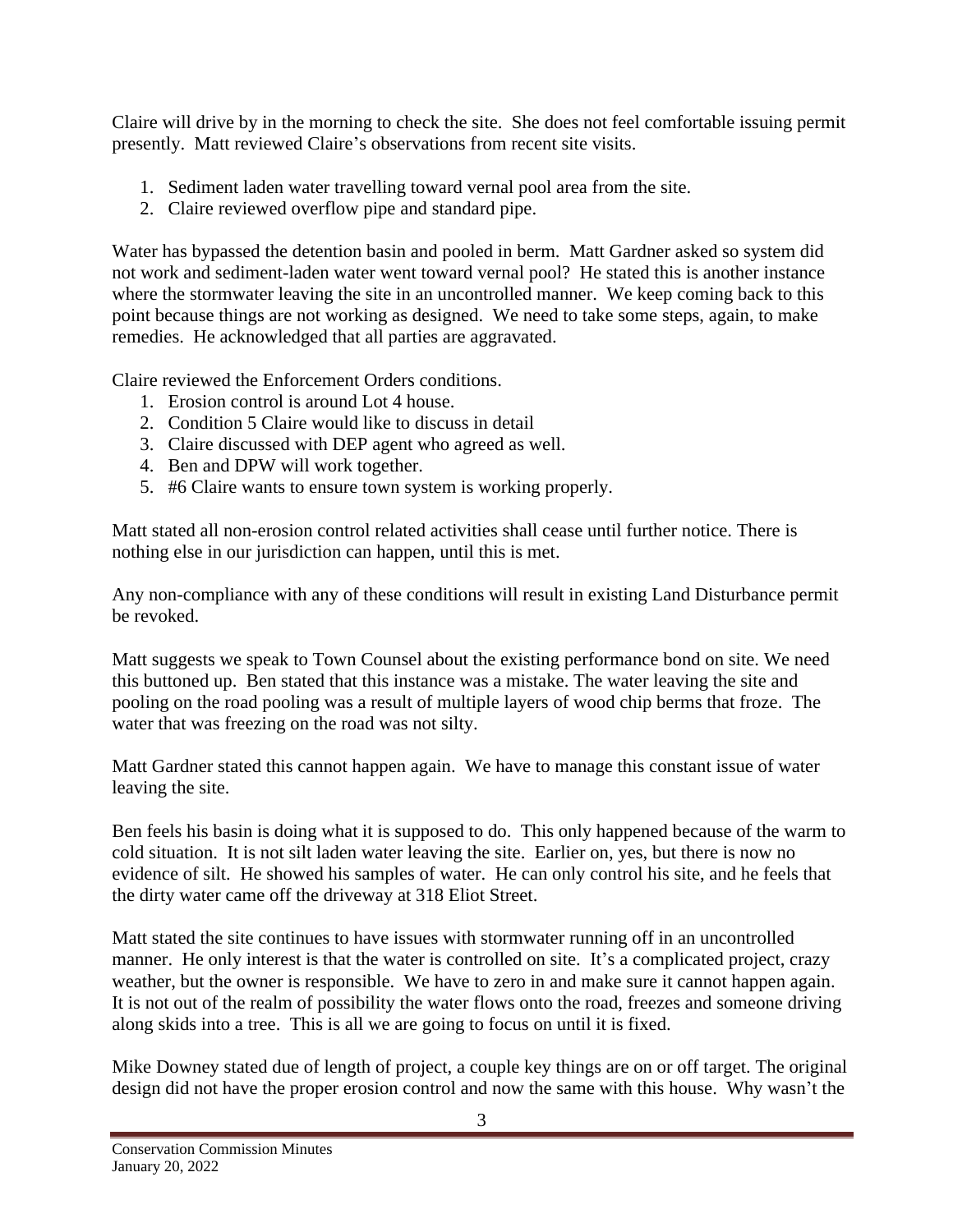Claire will drive by in the morning to check the site. She does not feel comfortable issuing permit presently. Matt reviewed Claire's observations from recent site visits.

1. Sediment laden water travelling toward vernal pool area from the site.
2. Claire reviewed overflow pipe and standard pipe.

Water has bypassed the detention basin and pooled in berm. Matt Gardner asked so system did not work and sediment-laden water went toward vernal pool? He stated this is another instance where the stormwater leaving the site in an uncontrolled manner. We keep coming back to this point because things are not working as designed. We need to take some steps, again, to make remedies. He acknowledged that all parties are aggravated.

Claire reviewed the Enforcement Orders conditions.

1. Erosion control is around Lot 4 house.
2. Condition 5 Claire would like to discuss in detail
3. Claire discussed with DEP agent who agreed as well.
4. Ben and DPW will work together.
5. #6 Claire wants to ensure town system is working properly.

Matt stated all non-erosion control related activities shall cease until further notice. There is nothing else in our jurisdiction can happen, until this is met.

Any non-compliance with any of these conditions will result in existing Land Disturbance permit be revoked.

Matt suggests we speak to Town Counsel about the existing performance bond on site. We need this buttoned up. Ben stated that this instance was a mistake. The water leaving the site and pooling on the road pooling was a result of multiple layers of wood chip berms that froze. The water that was freezing on the road was not silty.

Matt Gardner stated this cannot happen again. We have to manage this constant issue of water leaving the site.

Ben feels his basin is doing what it is supposed to do. This only happened because of the warm to cold situation. It is not silt laden water leaving the site. Earlier on, yes, but there is now no evidence of silt. He showed his samples of water. He can only control his site, and he feels that the dirty water came off the driveway at 318 Eliot Street.

Matt stated the site continues to have issues with stormwater running off in an uncontrolled manner. He only interest is that the water is controlled on site. It's a complicated project, crazy weather, but the owner is responsible. We have to zero in and make sure it cannot happen again. It is not out of the realm of possibility the water flows onto the road, freezes and someone driving along skids into a tree. This is all we are going to focus on until it is fixed.

Mike Downey stated due of length of project, a couple key things are on or off target. The original design did not have the proper erosion control and now the same with this house. Why wasn't the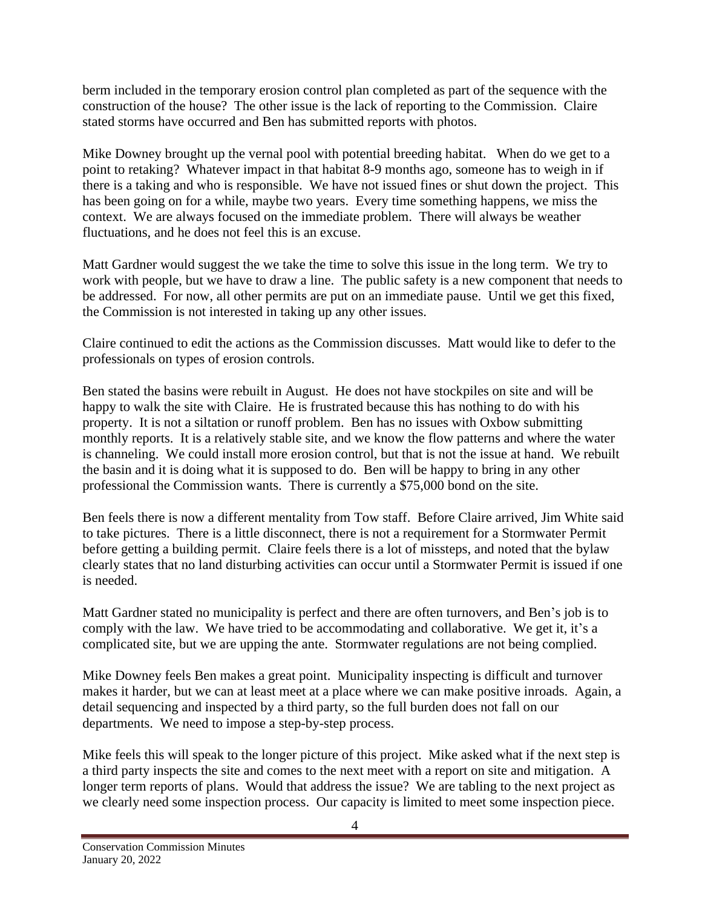berm included in the temporary erosion control plan completed as part of the sequence with the construction of the house? The other issue is the lack of reporting to the Commission. Claire stated storms have occurred and Ben has submitted reports with photos.

Mike Downey brought up the vernal pool with potential breeding habitat. When do we get to a point to retaking? Whatever impact in that habitat 8-9 months ago, someone has to weigh in if there is a taking and who is responsible. We have not issued fines or shut down the project. This has been going on for a while, maybe two years. Every time something happens, we miss the context. We are always focused on the immediate problem. There will always be weather fluctuations, and he does not feel this is an excuse.

Matt Gardner would suggest the we take the time to solve this issue in the long term. We try to work with people, but we have to draw a line. The public safety is a new component that needs to be addressed. For now, all other permits are put on an immediate pause. Until we get this fixed, the Commission is not interested in taking up any other issues.

Claire continued to edit the actions as the Commission discusses. Matt would like to defer to the professionals on types of erosion controls.

Ben stated the basins were rebuilt in August. He does not have stockpiles on site and will be happy to walk the site with Claire. He is frustrated because this has nothing to do with his property. It is not a siltation or runoff problem. Ben has no issues with Oxbow submitting monthly reports. It is a relatively stable site, and we know the flow patterns and where the water is channeling. We could install more erosion control, but that is not the issue at hand. We rebuilt the basin and it is doing what it is supposed to do. Ben will be happy to bring in any other professional the Commission wants. There is currently a $75,000 bond on the site.

Ben feels there is now a different mentality from Tow staff. Before Claire arrived, Jim White said to take pictures. There is a little disconnect, there is not a requirement for a Stormwater Permit before getting a building permit. Claire feels there is a lot of missteps, and noted that the bylaw clearly states that no land disturbing activities can occur until a Stormwater Permit is issued if one is needed.

Matt Gardner stated no municipality is perfect and there are often turnovers, and Ben's job is to comply with the law. We have tried to be accommodating and collaborative. We get it, it's a complicated site, but we are upping the ante. Stormwater regulations are not being complied.

Mike Downey feels Ben makes a great point. Municipality inspecting is difficult and turnover makes it harder, but we can at least meet at a place where we can make positive inroads. Again, a detail sequencing and inspected by a third party, so the full burden does not fall on our departments. We need to impose a step-by-step process.

Mike feels this will speak to the longer picture of this project. Mike asked what if the next step is a third party inspects the site and comes to the next meet with a report on site and mitigation. A longer term reports of plans. Would that address the issue? We are tabling to the next project as we clearly need some inspection process. Our capacity is limited to meet some inspection piece.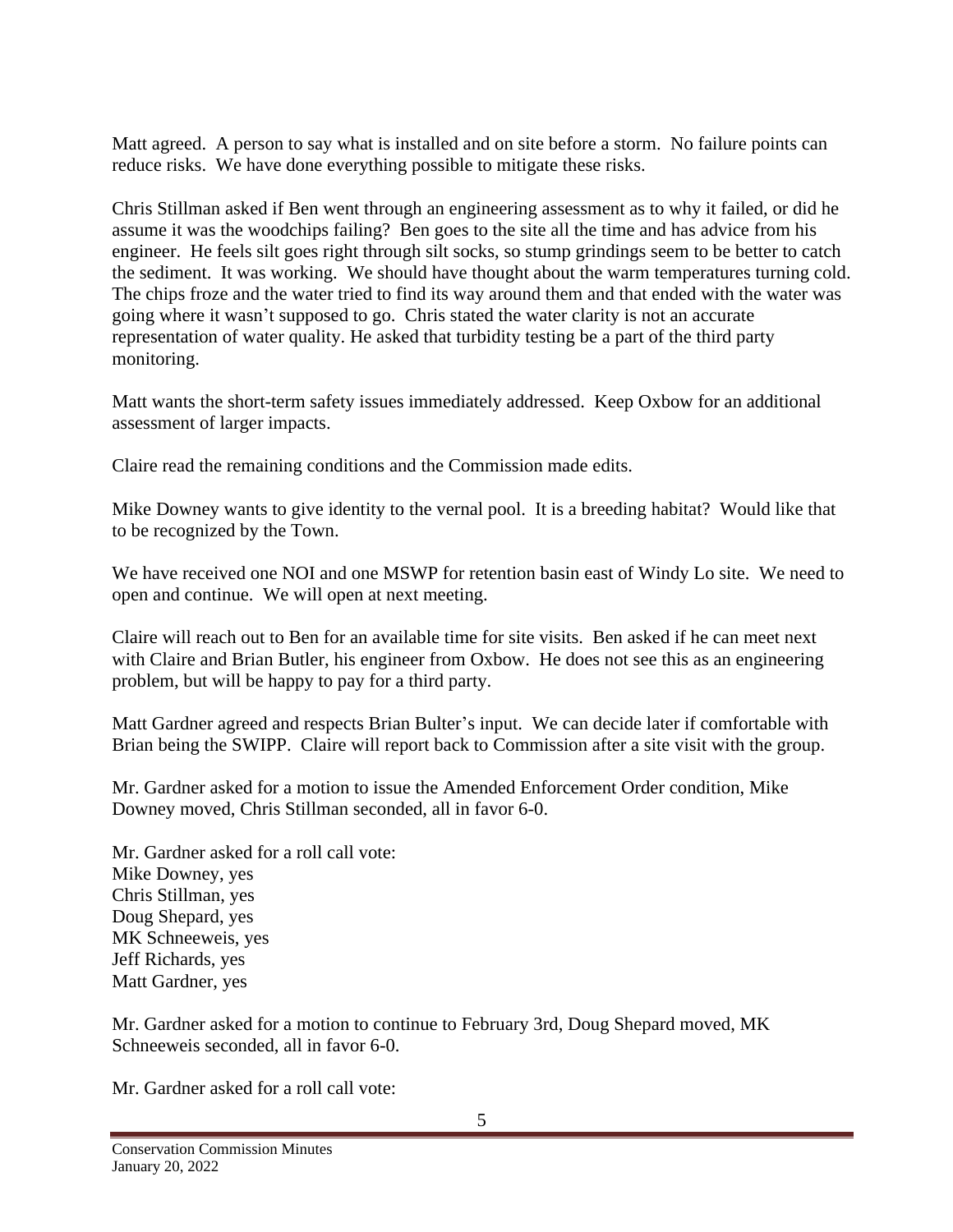Matt agreed. A person to say what is installed and on site before a storm. No failure points can reduce risks. We have done everything possible to mitigate these risks.

Chris Stillman asked if Ben went through an engineering assessment as to why it failed, or did he assume it was the woodchips failing? Ben goes to the site all the time and has advice from his engineer. He feels silt goes right through silt socks, so stump grindings seem to be better to catch the sediment. It was working. We should have thought about the warm temperatures turning cold. The chips froze and the water tried to find its way around them and that ended with the water was going where it wasn't supposed to go. Chris stated the water clarity is not an accurate representation of water quality. He asked that turbidity testing be a part of the third party monitoring.

Matt wants the short-term safety issues immediately addressed. Keep Oxbow for an additional assessment of larger impacts.

Claire read the remaining conditions and the Commission made edits.

Mike Downey wants to give identity to the vernal pool. It is a breeding habitat? Would like that to be recognized by the Town.

We have received one NOI and one MSWP for retention basin east of Windy Lo site. We need to open and continue. We will open at next meeting.

Claire will reach out to Ben for an available time for site visits. Ben asked if he can meet next with Claire and Brian Butler, his engineer from Oxbow. He does not see this as an engineering problem, but will be happy to pay for a third party.

Matt Gardner agreed and respects Brian Bulter's input. We can decide later if comfortable with Brian being the SWIPP. Claire will report back to Commission after a site visit with the group.

Mr. Gardner asked for a motion to issue the Amended Enforcement Order condition, Mike Downey moved, Chris Stillman seconded, all in favor 6-0.

Mr. Gardner asked for a roll call vote:
Mike Downey, yes
Chris Stillman, yes
Doug Shepard, yes
MK Schneeweis, yes
Jeff Richards, yes
Matt Gardner, yes

Mr. Gardner asked for a motion to continue to February 3rd, Doug Shepard moved, MK Schneeweis seconded, all in favor 6-0.

Mr. Gardner asked for a roll call vote: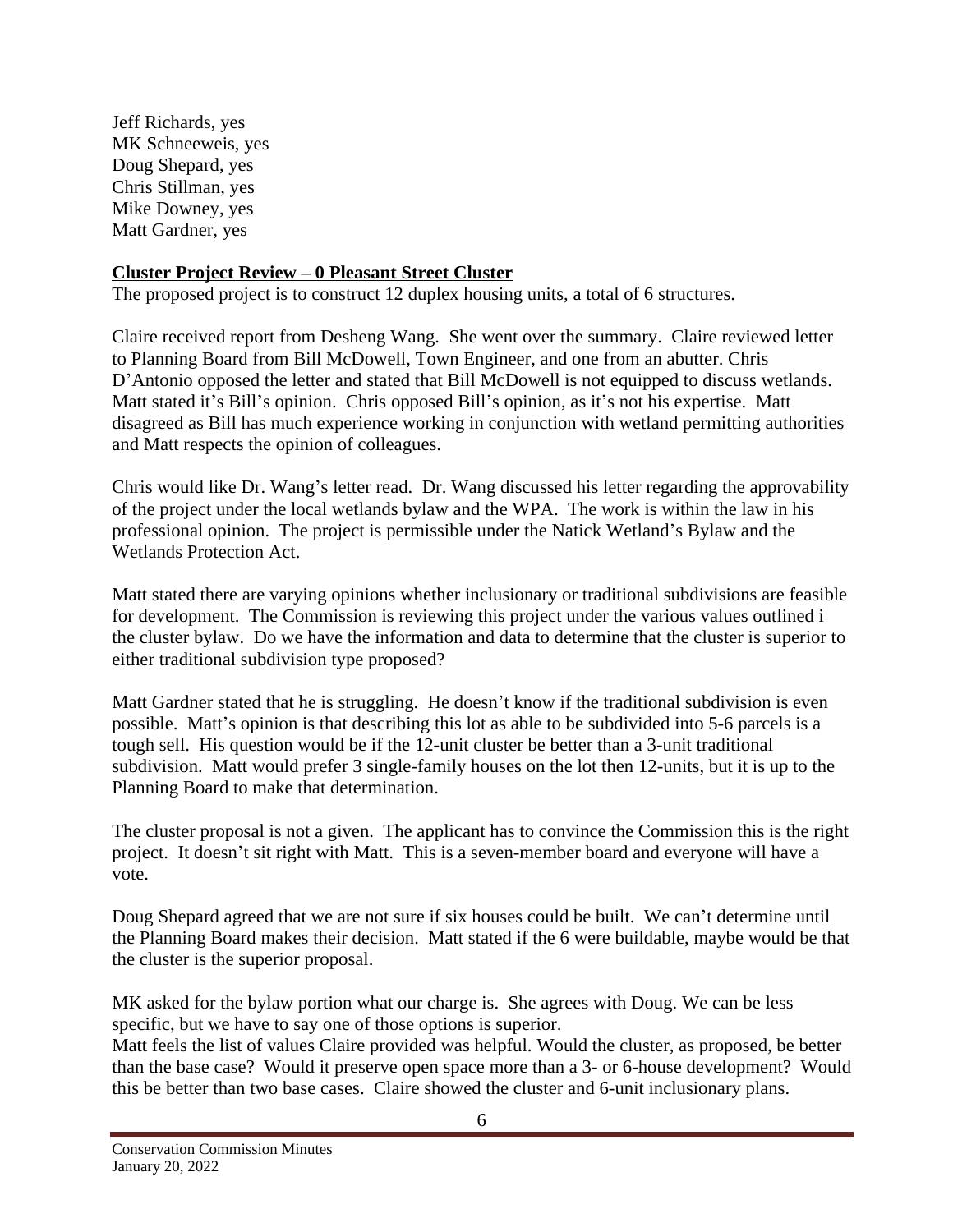Jeff Richards, yes
MK Schneeweis, yes
Doug Shepard, yes
Chris Stillman, yes
Mike Downey, yes
Matt Gardner, yes

**Cluster Project Review – 0 Pleasant Street Cluster**

The proposed project is to construct 12 duplex housing units, a total of 6 structures.

Claire received report from Desheng Wang. She went over the summary. Claire reviewed letter to Planning Board from Bill McDowell, Town Engineer, and one from an abutter. Chris D'Antonio opposed the letter and stated that Bill McDowell is not equipped to discuss wetlands. Matt stated it's Bill's opinion. Chris opposed Bill's opinion, as it's not his expertise. Matt disagreed as Bill has much experience working in conjunction with wetland permitting authorities and Matt respects the opinion of colleagues.

Chris would like Dr. Wang's letter read. Dr. Wang discussed his letter regarding the approvability of the project under the local wetlands bylaw and the WPA. The work is within the law in his professional opinion. The project is permissible under the Natick Wetland's Bylaw and the Wetlands Protection Act.

Matt stated there are varying opinions whether inclusionary or traditional subdivisions are feasible for development. The Commission is reviewing this project under the various values outlined i the cluster bylaw. Do we have the information and data to determine that the cluster is superior to either traditional subdivision type proposed?

Matt Gardner stated that he is struggling. He doesn't know if the traditional subdivision is even possible. Matt's opinion is that describing this lot as able to be subdivided into 5-6 parcels is a tough sell. His question would be if the 12-unit cluster be better than a 3-unit traditional subdivision. Matt would prefer 3 single-family houses on the lot then 12-units, but it is up to the Planning Board to make that determination.

The cluster proposal is not a given. The applicant has to convince the Commission this is the right project. It doesn't sit right with Matt. This is a seven-member board and everyone will have a vote.

Doug Shepard agreed that we are not sure if six houses could be built. We can't determine until the Planning Board makes their decision. Matt stated if the 6 were buildable, maybe would be that the cluster is the superior proposal.

MK asked for the bylaw portion what our charge is. She agrees with Doug. We can be less specific, but we have to say one of those options is superior.

Matt feels the list of values Claire provided was helpful. Would the cluster, as proposed, be better than the base case? Would it preserve open space more than a 3- or 6-house development? Would this be better than two base cases. Claire showed the cluster and 6-unit inclusionary plans.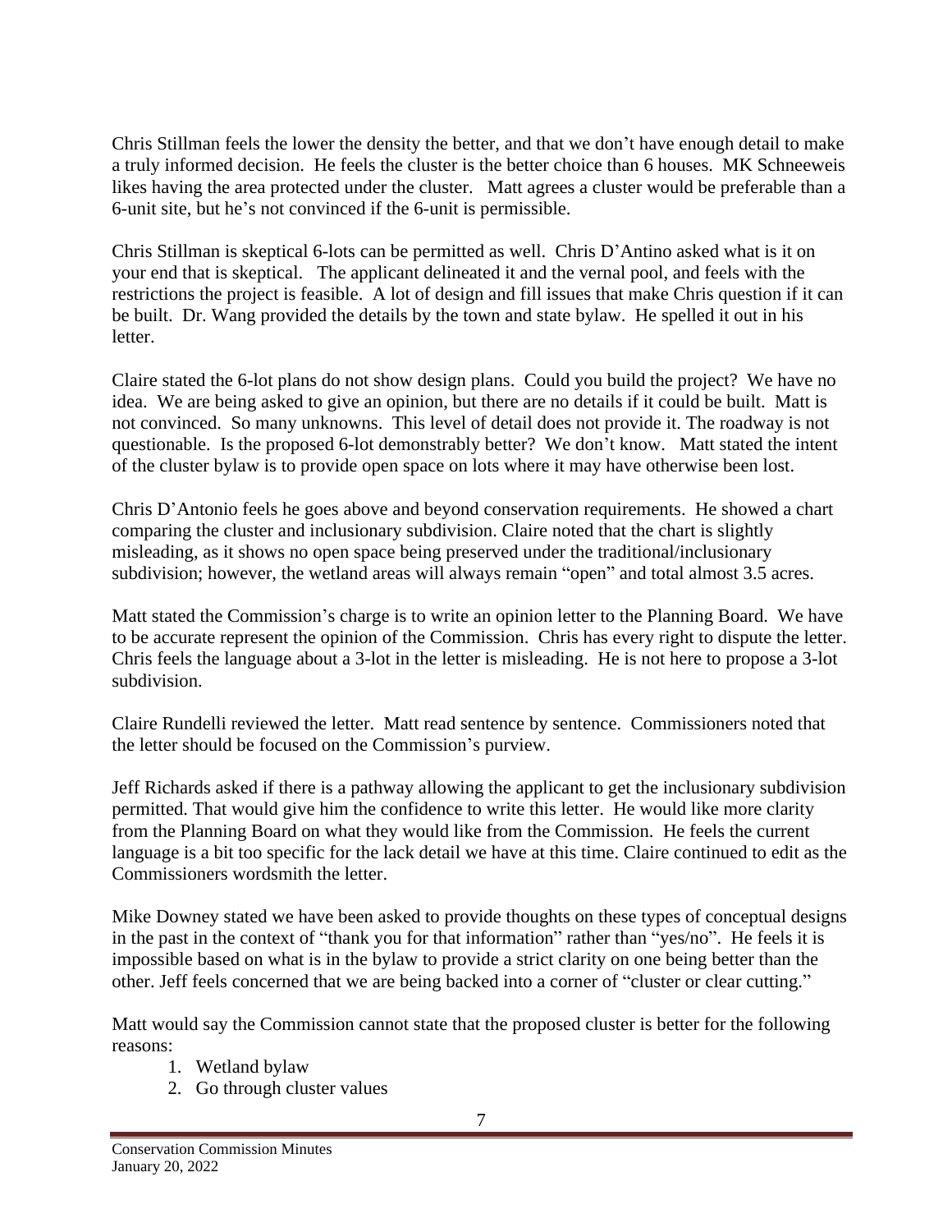Chris Stillman feels the lower the density the better, and that we don't have enough detail to make a truly informed decision. He feels the cluster is the better choice than 6 houses. MK Schneeweis likes having the area protected under the cluster. Matt agrees a cluster would be preferable than a 6-unit site, but he's not convinced if the 6-unit is permissible.

Chris Stillman is skeptical 6-lots can be permitted as well. Chris D'Antino asked what is it on your end that is skeptical. The applicant delineated it and the vernal pool, and feels with the restrictions the project is feasible. A lot of design and fill issues that make Chris question if it can be built. Dr. Wang provided the details by the town and state bylaw. He spelled it out in his letter.

Claire stated the 6-lot plans do not show design plans. Could you build the project? We have no idea. We are being asked to give an opinion, but there are no details if it could be built. Matt is not convinced. So many unknowns. This level of detail does not provide it. The roadway is not questionable. Is the proposed 6-lot demonstrably better? We don't know. Matt stated the intent of the cluster bylaw is to provide open space on lots where it may have otherwise been lost.

Chris D'Antonio feels he goes above and beyond conservation requirements. He showed a chart comparing the cluster and inclusionary subdivision. Claire noted that the chart is slightly misleading, as it shows no open space being preserved under the traditional/inclusionary subdivision; however, the wetland areas will always remain "open" and total almost 3.5 acres.

Matt stated the Commission's charge is to write an opinion letter to the Planning Board. We have to be accurate represent the opinion of the Commission. Chris has every right to dispute the letter. Chris feels the language about a 3-lot in the letter is misleading. He is not here to propose a 3-lot subdivision.

Claire Rundelli reviewed the letter. Matt read sentence by sentence. Commissioners noted that the letter should be focused on the Commission's purview.

Jeff Richards asked if there is a pathway allowing the applicant to get the inclusionary subdivision permitted. That would give him the confidence to write this letter. He would like more clarity from the Planning Board on what they would like from the Commission. He feels the current language is a bit too specific for the lack detail we have at this time. Claire continued to edit as the Commissioners wordsmith the letter.

Mike Downey stated we have been asked to provide thoughts on these types of conceptual designs in the past in the context of "thank you for that information" rather than "yes/no". He feels it is impossible based on what is in the bylaw to provide a strict clarity on one being better than the other. Jeff feels concerned that we are being backed into a corner of "cluster or clear cutting."

Matt would say the Commission cannot state that the proposed cluster is better for the following reasons:

1. Wetland bylaw
2. Go through cluster values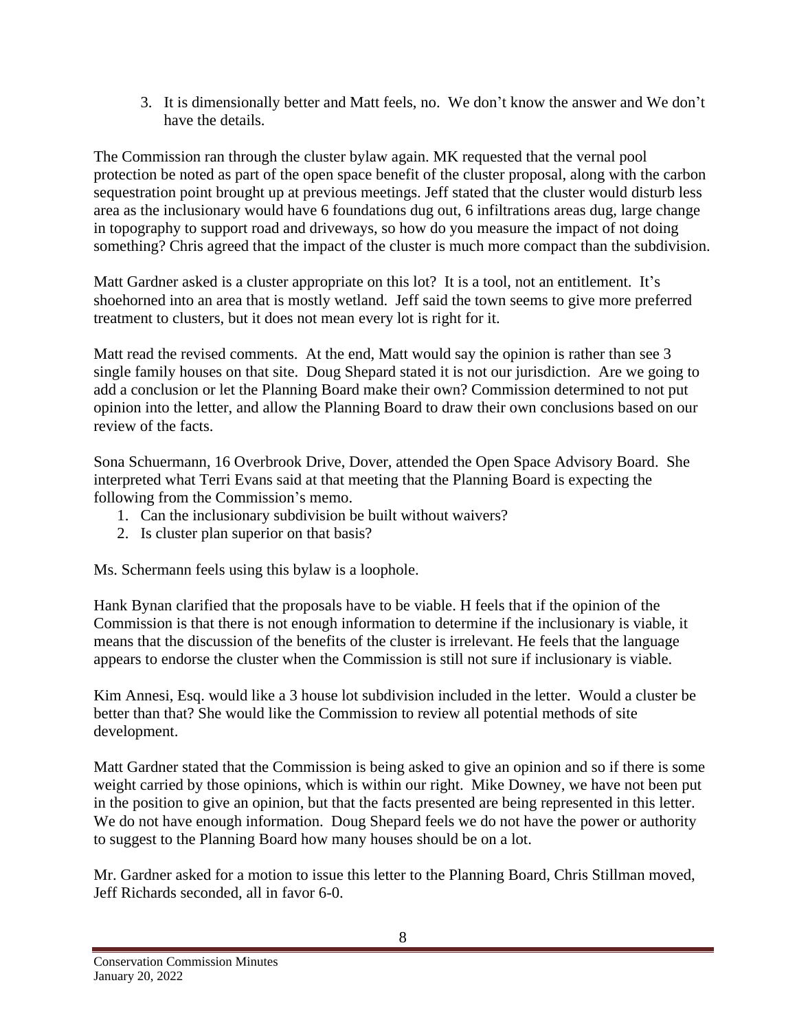3. It is dimensionally better and Matt feels, no. We don't know the answer and We don't have the details.

The Commission ran through the cluster bylaw again. MK requested that the vernal pool protection be noted as part of the open space benefit of the cluster proposal, along with the carbon sequestration point brought up at previous meetings. Jeff stated that the cluster would disturb less area as the inclusionary would have 6 foundations dug out, 6 infiltrations areas dug, large change in topography to support road and driveways, so how do you measure the impact of not doing something? Chris agreed that the impact of the cluster is much more compact than the subdivision.

Matt Gardner asked is a cluster appropriate on this lot? It is a tool, not an entitlement. It's shoehorned into an area that is mostly wetland. Jeff said the town seems to give more preferred treatment to clusters, but it does not mean every lot is right for it.

Matt read the revised comments. At the end, Matt would say the opinion is rather than see 3 single family houses on that site. Doug Shepard stated it is not our jurisdiction. Are we going to add a conclusion or let the Planning Board make their own? Commission determined to not put opinion into the letter, and allow the Planning Board to draw their own conclusions based on our review of the facts.

Sona Schuermann, 16 Overbrook Drive, Dover, attended the Open Space Advisory Board. She interpreted what Terri Evans said at that meeting that the Planning Board is expecting the following from the Commission's memo.

1. Can the inclusionary subdivision be built without waivers?
2. Is cluster plan superior on that basis?

Ms. Schermann feels using this bylaw is a loophole.

Hank Bynan clarified that the proposals have to be viable. H feels that if the opinion of the Commission is that there is not enough information to determine if the inclusionary is viable, it means that the discussion of the benefits of the cluster is irrelevant. He feels that the language appears to endorse the cluster when the Commission is still not sure if inclusionary is viable.

Kim Annesi, Esq. would like a 3 house lot subdivision included in the letter. Would a cluster be better than that? She would like the Commission to review all potential methods of site development.

Matt Gardner stated that the Commission is being asked to give an opinion and so if there is some weight carried by those opinions, which is within our right. Mike Downey, we have not been put in the position to give an opinion, but that the facts presented are being represented in this letter. We do not have enough information. Doug Shepard feels we do not have the power or authority to suggest to the Planning Board how many houses should be on a lot.

Mr. Gardner asked for a motion to issue this letter to the Planning Board, Chris Stillman moved, Jeff Richards seconded, all in favor 6-0.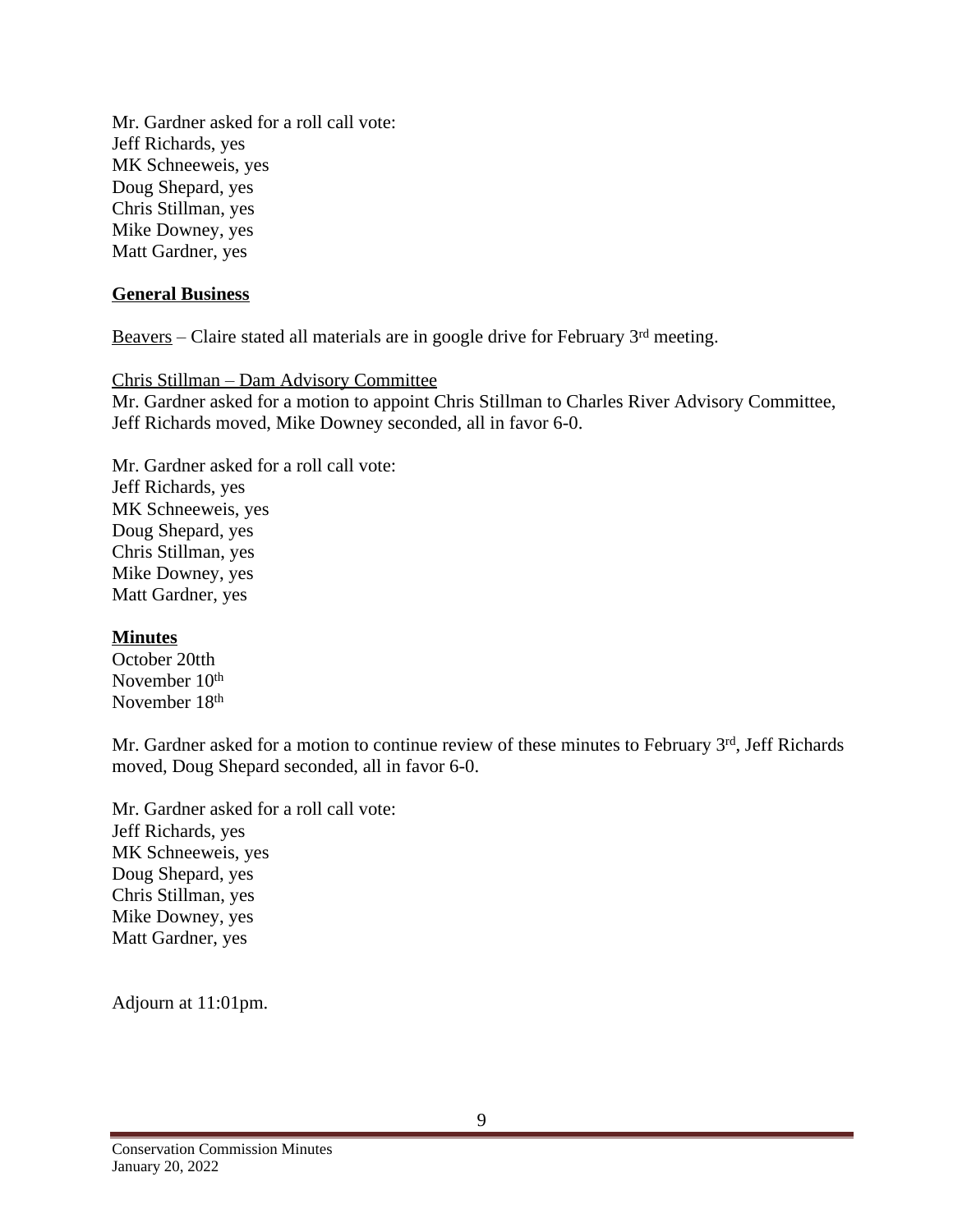Mr. Gardner asked for a roll call vote:
Jeff Richards, yes
MK Schneeweis, yes
Doug Shepard, yes
Chris Stillman, yes
Mike Downey, yes
Matt Gardner, yes

**General Business**

Beavers – Claire stated all materials are in google drive for February 3rd meeting.

Chris Stillman – Dam Advisory Committee
Mr. Gardner asked for a motion to appoint Chris Stillman to Charles River Advisory Committee, Jeff Richards moved, Mike Downey seconded, all in favor 6-0.

Mr. Gardner asked for a roll call vote:
Jeff Richards, yes
MK Schneeweis, yes
Doug Shepard, yes
Chris Stillman, yes
Mike Downey, yes
Matt Gardner, yes

**Minutes**
October 20tth
November 10th
November 18th

Mr. Gardner asked for a motion to continue review of these minutes to February 3rd, Jeff Richards moved, Doug Shepard seconded, all in favor 6-0.

Mr. Gardner asked for a roll call vote:
Jeff Richards, yes
MK Schneeweis, yes
Doug Shepard, yes
Chris Stillman, yes
Mike Downey, yes
Matt Gardner, yes

Adjourn at 11:01pm.